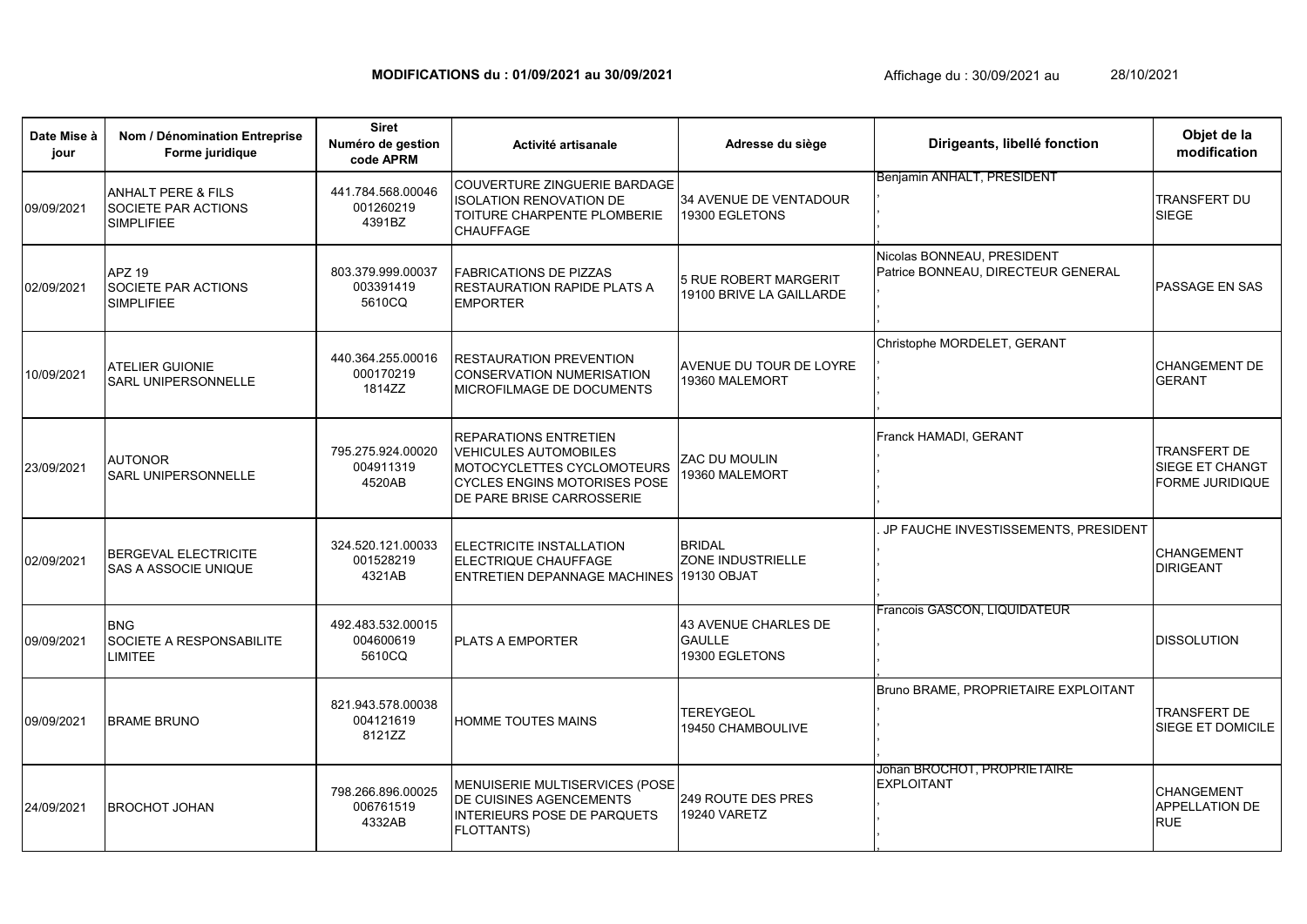**MODIFICATIONS du : 01/09/2021 au 30/09/2021** Affichage du : 30/09/2021 au 28/10/2021

| Date Mise à jour | Nom / Dénomination Entreprise Forme juridique | Siret Numéro de gestion code APRM | Activité artisanale | Adresse du siège | Dirigeants, libellé fonction | Objet de la modification |
|---|---|---|---|---|---|---|
| 09/09/2021 | ANHALT PERE & FILS SOCIETE PAR ACTIONS SIMPLIFIEE | 441.784.568.00046 001260219 4391BZ | COUVERTURE ZINGUERIE BARDAGE ISOLATION RENOVATION DE TOITURE CHARPENTE PLOMBERIE CHAUFFAGE | 34 AVENUE DE VENTADOUR 19300 EGLETONS | Benjamin ANHALT, PRESIDENT , , , | TRANSFERT DU SIEGE |
| 02/09/2021 | APZ 19 SOCIETE PAR ACTIONS SIMPLIFIEE | 803.379.999.00037 003391419 5610CQ | FABRICATIONS DE PIZZAS RESTAURATION RAPIDE PLATS A EMPORTER | 5 RUE ROBERT MARGERIT 19100 BRIVE LA GAILLARDE | Nicolas BONNEAU, PRESIDENT Patrice BONNEAU, DIRECTEUR GENERAL , , | PASSAGE EN SAS |
| 10/09/2021 | ATELIER GUIONIE SARL UNIPERSONNELLE | 440.364.255.00016 000170219 1814ZZ | RESTAURATION PREVENTION CONSERVATION NUMERISATION MICROFILMAGE DE DOCUMENTS | AVENUE DU TOUR DE LOYRE 19360 MALEMORT | Christophe MORDELET, GERANT , , , | CHANGEMENT DE GERANT |
| 23/09/2021 | AUTONOR SARL UNIPERSONNELLE | 795.275.924.00020 004911319 4520AB | REPARATIONS ENTRETIEN VEHICULES AUTOMOBILES MOTOCYCLETTES CYCLOMOTEURS CYCLES ENGINS MOTORISES POSE DE PARE BRISE CARROSSERIE | ZAC DU MOULIN 19360 MALEMORT | Franck HAMADI, GERANT , , , | TRANSFERT DE SIEGE ET CHANGT FORME JURIDIQUE |
| 02/09/2021 | BERGEVAL ELECTRICITE SAS A ASSOCIE UNIQUE | 324.520.121.00033 001528219 4321AB | ELECTRICITE INSTALLATION ELECTRIQUE CHAUFFAGE ENTRETIEN DEPANNAGE MACHINES | BRIDAL ZONE INDUSTRIELLE 19130 OBJAT | . JP FAUCHE INVESTISSEMENTS, PRESIDENT , , , | CHANGEMENT DIRIGEANT |
| 09/09/2021 | BNG SOCIETE A RESPONSABILITE LIMITEE | 492.483.532.00015 004600619 5610CQ | PLATS A EMPORTER | 43 AVENUE CHARLES DE GAULLE 19300 EGLETONS | Francois GASCON, LIQUIDATEUR , , , | DISSOLUTION |
| 09/09/2021 | BRAME BRUNO | 821.943.578.00038 004121619 8121ZZ | HOMME TOUTES MAINS | TEREYGEOL 19450 CHAMBOULIVE | Bruno BRAME, PROPRIETAIRE EXPLOITANT , , , | TRANSFERT DE SIEGE ET DOMICILE |
| 24/09/2021 | BROCHOT JOHAN | 798.266.896.00025 006761519 4332AB | MENUISERIE MULTISERVICES (POSE DE CUISINES AGENCEMENTS INTERIEURS POSE DE PARQUETS FLOTTANTS) | 249 ROUTE DES PRES 19240 VARETZ | Johan BROCHOT, PROPRIETAIRE EXPLOITANT , , , | CHANGEMENT APPELLATION DE RUE |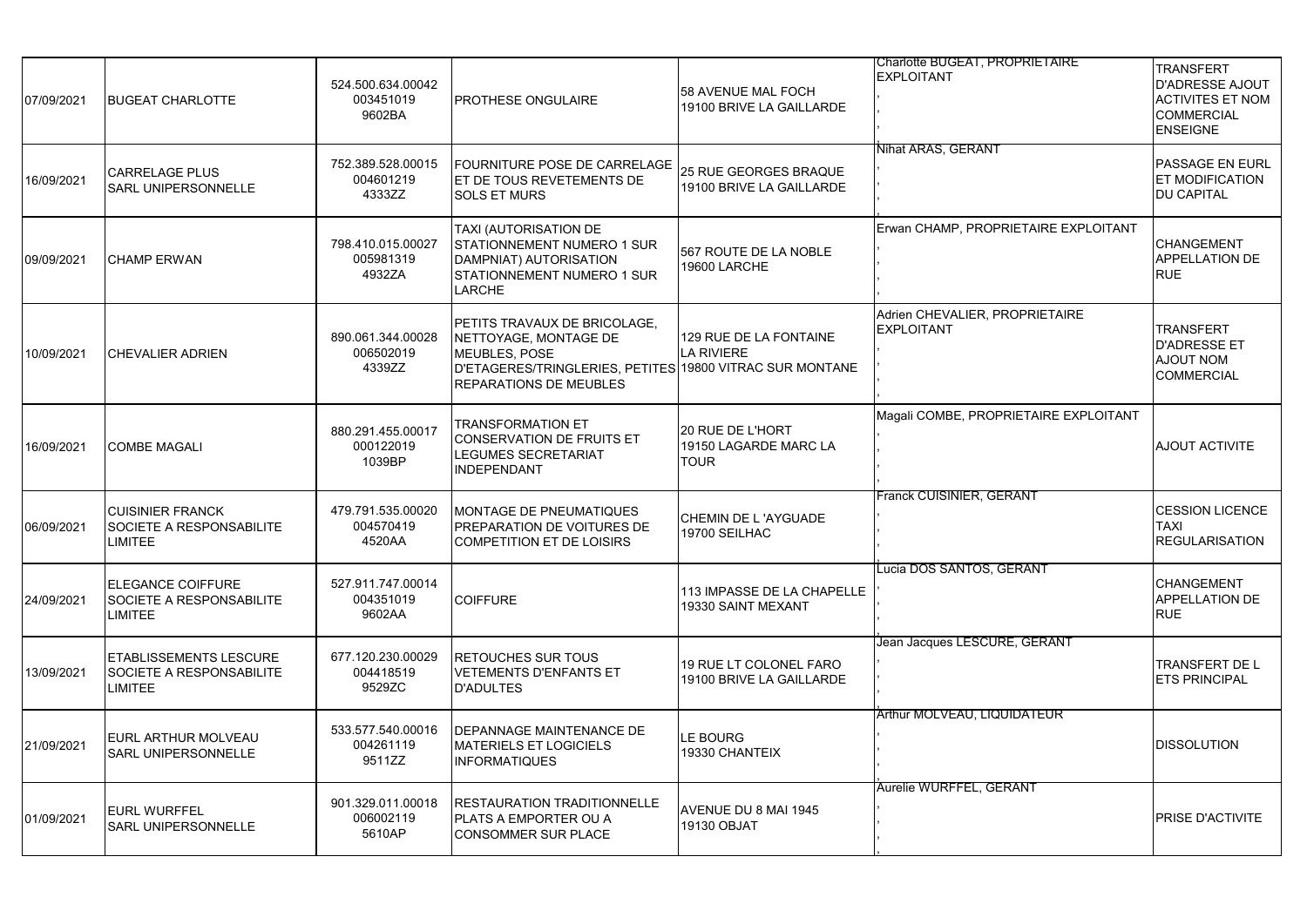| | | | | | | |
|---|---|---|---|---|---|---|
| 07/09/2021 | BUGEAT CHARLOTTE | 524.500.634.00042 003451019 9602BA | PROTHESE ONGULAIRE | 58 AVENUE MAL FOCH 19100 BRIVE LA GAILLARDE | Charlotte BUGEAT, PROPRIETAIRE EXPLOITANT , , , | TRANSFERT D'ADRESSE AJOUT ACTIVITES ET NOM COMMERCIAL ENSEIGNE |
| 16/09/2021 | CARRELAGE PLUS SARL UNIPERSONNELLE | 752.389.528.00015 004601219 4333ZZ | FOURNITURE POSE DE CARRELAGE ET DE TOUS REVETEMENTS DE SOLS ET MURS | 25 RUE GEORGES BRAQUE 19100 BRIVE LA GAILLARDE | Nihat ARAS, GERANT , , , | PASSAGE EN EURL ET MODIFICATION DU CAPITAL |
| 09/09/2021 | CHAMP ERWAN | 798.410.015.00027 005981319 4932ZA | TAXI (AUTORISATION DE STATIONNEMENT NUMERO 1 SUR DAMPNIAT) AUTORISATION STATIONNEMENT NUMERO 1 SUR LARCHE | 567 ROUTE DE LA NOBLE 19600 LARCHE | Erwan CHAMP, PROPRIETAIRE EXPLOITANT , , , | CHANGEMENT APPELLATION DE RUE |
| 10/09/2021 | CHEVALIER ADRIEN | 890.061.344.00028 006502019 4339ZZ | PETITS TRAVAUX DE BRICOLAGE, NETTOYAGE, MONTAGE DE MEUBLES, POSE D'ETAGERES/TRINGLERIES, PETITES REPARATIONS DE MEUBLES | 129 RUE DE LA FONTAINE LA RIVIERE 19800 VITRAC SUR MONTANE | Adrien CHEVALIER, PROPRIETAIRE EXPLOITANT , , , | TRANSFERT D'ADRESSE ET AJOUT NOM COMMERCIAL |
| 16/09/2021 | COMBE MAGALI | 880.291.455.00017 000122019 1039BP | TRANSFORMATION ET CONSERVATION DE FRUITS ET LEGUMES SECRETARIAT INDEPENDANT | 20 RUE DE L'HORT 19150 LAGARDE MARC LA TOUR | Magali COMBE, PROPRIETAIRE EXPLOITANT , , , | AJOUT ACTIVITE |
| 06/09/2021 | CUISINIER FRANCK SOCIETE A RESPONSABILITE LIMITEE | 479.791.535.00020 004570419 4520AA | MONTAGE DE PNEUMATIQUES PREPARATION DE VOITURES DE COMPETITION ET DE LOISIRS | CHEMIN DE L 'AYGUADE 19700 SEILHAC | Franck CUISINIER, GERANT , , , | CESSION LICENCE TAXI REGULARISATION |
| 24/09/2021 | ELEGANCE COIFFURE SOCIETE A RESPONSABILITE LIMITEE | 527.911.747.00014 004351019 9602AA | COIFFURE | 113 IMPASSE DE LA CHAPELLE 19330 SAINT MEXANT | Lucia DOS SANTOS, GERANT , , , | CHANGEMENT APPELLATION DE RUE |
| 13/09/2021 | ETABLISSEMENTS LESCURE SOCIETE A RESPONSABILITE LIMITEE | 677.120.230.00029 004418519 9529ZC | RETOUCHES SUR TOUS VETEMENTS D'ENFANTS ET D'ADULTES | 19 RUE LT COLONEL FARO 19100 BRIVE LA GAILLARDE | Jean Jacques LESCURE, GERANT , , , | TRANSFERT DE L ETS PRINCIPAL |
| 21/09/2021 | EURL ARTHUR MOLVEAU SARL UNIPERSONNELLE | 533.577.540.00016 004261119 9511ZZ | DEPANNAGE MAINTENANCE DE MATERIELS ET LOGICIELS INFORMATIQUES | LE BOURG 19330 CHANTEIX | Arthur MOLVEAU, LIQUIDATEUR , , , | DISSOLUTION |
| 01/09/2021 | EURL WURFFEL SARL UNIPERSONNELLE | 901.329.011.00018 006002119 5610AP | RESTAURATION TRADITIONNELLE PLATS A EMPORTER OU A CONSOMMER SUR PLACE | AVENUE DU 8 MAI 1945 19130 OBJAT | Aurelie WURFFEL, GERANT , , , | PRISE D'ACTIVITE |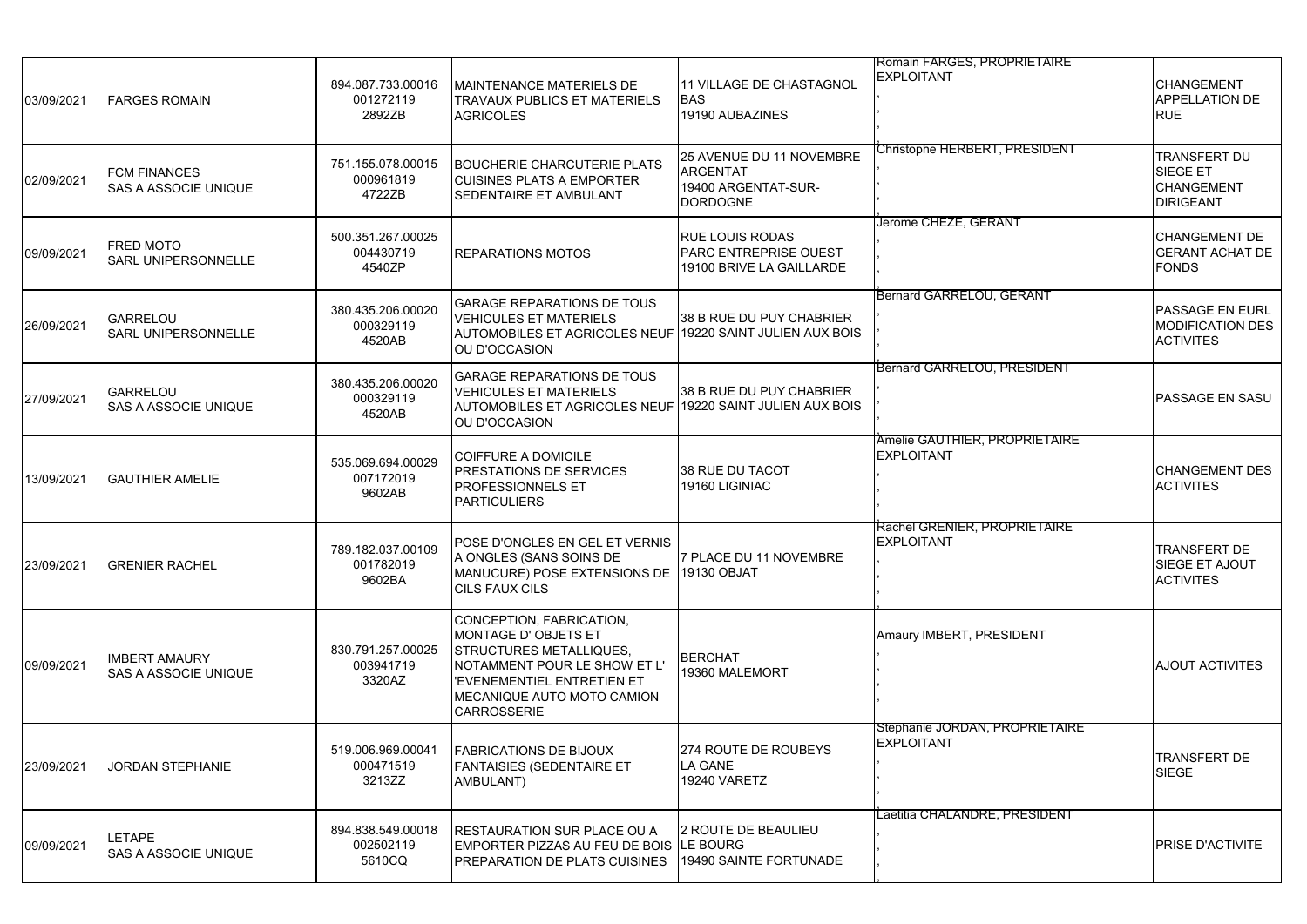| 03/09/2021 | FARGES ROMAIN | 894.087.733.00016 001272119 2892ZB | MAINTENANCE MATERIELS DE TRAVAUX PUBLICS ET MATERIELS AGRICOLES | 11 VILLAGE DE CHASTAGNOL BAS 19190 AUBAZINES | Romain FARGES, PROPRIETAIRE EXPLOITANT , , , , | CHANGEMENT APPELLATION DE RUE |
|---|---|---|---|---|---|---|
| 02/09/2021 | FCM FINANCES SAS A ASSOCIE UNIQUE | 751.155.078.00015 000961819 4722ZB | BOUCHERIE CHARCUTERIE PLATS CUISINES PLATS A EMPORTER SEDENTAIRE ET AMBULANT | 25 AVENUE DU 11 NOVEMBRE ARGENTAT 19400 ARGENTAT-SUR-DORDOGNE | Christophe HERBERT, PRESIDENT , , , | TRANSFERT DU SIEGE ET CHANGEMENT DIRIGEANT |
| 09/09/2021 | FRED MOTO SARL UNIPERSONNELLE | 500.351.267.00025 004430719 4540ZP | REPARATIONS MOTOS | RUE LOUIS RODAS PARC ENTREPRISE OUEST 19100 BRIVE LA GAILLARDE | Jerome CHEZE, GERANT , , , | CHANGEMENT DE GERANT ACHAT DE FONDS |
| 26/09/2021 | GARRELOU SARL UNIPERSONNELLE | 380.435.206.00020 000329119 4520AB | GARAGE REPARATIONS DE TOUS VEHICULES ET MATERIELS AUTOMOBILES ET AGRICOLES NEUF OU D'OCCASION | 38 B RUE DU PUY CHABRIER 19220 SAINT JULIEN AUX BOIS | Bernard GARRELOU, GERANT , , , | PASSAGE EN EURL MODIFICATION DES ACTIVITES |
| 27/09/2021 | GARRELOU SAS A ASSOCIE UNIQUE | 380.435.206.00020 000329119 4520AB | GARAGE REPARATIONS DE TOUS VEHICULES ET MATERIELS AUTOMOBILES ET AGRICOLES NEUF OU D'OCCASION | 38 B RUE DU PUY CHABRIER 19220 SAINT JULIEN AUX BOIS | Bernard GARRELOU, PRESIDENT , , , | PASSAGE EN SASU |
| 13/09/2021 | GAUTHIER AMELIE | 535.069.694.00029 007172019 9602AB | COIFFURE A DOMICILE PRESTATIONS DE SERVICES PROFESSIONNELS ET PARTICULIERS | 38 RUE DU TACOT 19160 LIGINIAC | Amelie GAUTHIER, PROPRIETAIRE EXPLOITANT , , , , | CHANGEMENT DES ACTIVITES |
| 23/09/2021 | GRENIER RACHEL | 789.182.037.00109 001782019 9602BA | POSE D'ONGLES EN GEL ET VERNIS A ONGLES (SANS SOINS DE MANUCURE) POSE EXTENSIONS DE CILS FAUX CILS | 7 PLACE DU 11 NOVEMBRE 19130 OBJAT | Rachel GRENIER, PROPRIETAIRE EXPLOITANT , , , , | TRANSFERT DE SIEGE ET AJOUT ACTIVITES |
| 09/09/2021 | IMBERT AMAURY SAS A ASSOCIE UNIQUE | 830.791.257.00025 003941719 3320AZ | CONCEPTION, FABRICATION, MONTAGE D' OBJETS ET STRUCTURES METALLIQUES, NOTAMMENT POUR LE SHOW ET L' 'EVENEMENTIEL ENTRETIEN ET MECANIQUE AUTO MOTO CAMION CARROSSERIE | BERCHAT 19360 MALEMORT | Amaury IMBERT, PRESIDENT , , , | AJOUT ACTIVITES |
| 23/09/2021 | JORDAN STEPHANIE | 519.006.969.00041 000471519 3213ZZ | FABRICATIONS DE BIJOUX FANTAISIES (SEDENTAIRE ET AMBULANT) | 274 ROUTE DE ROUBEYS LA GANE 19240 VARETZ | Stephanie JORDAN, PROPRIETAIRE EXPLOITANT , , , | TRANSFERT DE SIEGE |
| 09/09/2021 | LETAPE SAS A ASSOCIE UNIQUE | 894.838.549.00018 002502119 5610CQ | RESTAURATION SUR PLACE OU A EMPORTER PIZZAS AU FEU DE BOIS PREPARATION DE PLATS CUISINES | 2 ROUTE DE BEAULIEU LE BOURG 19490 SAINTE FORTUNADE | Laetitia CHALANDRE, PRESIDENT , , , | PRISE D'ACTIVITE |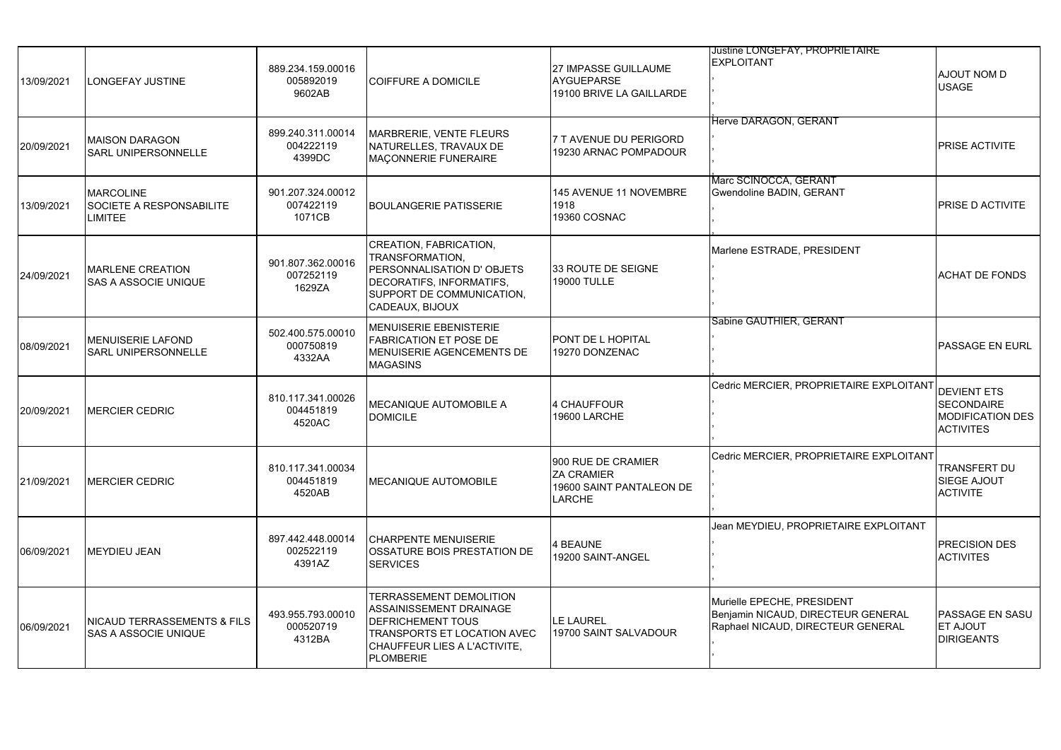| | | | | | | |
|---|---|---|---|---|---|---|
| 13/09/2021 | LONGEFAY JUSTINE | 889.234.159.00016 005892019 9602AB | COIFFURE A DOMICILE | 27 IMPASSE GUILLAUME AYGUEPARSE 19100 BRIVE LA GAILLARDE | Justine LONGEFAY, PROPRIETAIRE EXPLOITANT , , , | AJOUT NOM D USAGE |
| 20/09/2021 | MAISON DARAGON SARL UNIPERSONNELLE | 899.240.311.00014 004222119 4399DC | MARBRERIE, VENTE FLEURS NATURELLES, TRAVAUX DE MAÇONNERIE FUNERAIRE | 7 T AVENUE DU PERIGORD 19230 ARNAC POMPADOUR | Herve DARAGON, GERANT , , , | PRISE ACTIVITE |
| 13/09/2021 | MARCOLINE SOCIETE A RESPONSABILITE LIMITEE | 901.207.324.00012 007422119 1071CB | BOULANGERIE PATISSERIE | 145 AVENUE 11 NOVEMBRE 1918 19360 COSNAC | Marc SCINOCCA, GERANT Gwendoline BADIN, GERANT , , | PRISE D ACTIVITE |
| 24/09/2021 | MARLENE CREATION SAS A ASSOCIE UNIQUE | 901.807.362.00016 007252119 1629ZA | CREATION, FABRICATION, TRANSFORMATION, PERSONNALISATION D' OBJETS DECORATIFS, INFORMATIFS, SUPPORT DE COMMUNICATION, CADEAUX, BIJOUX | 33 ROUTE DE SEIGNE 19000 TULLE | Marlene ESTRADE, PRESIDENT , , , | ACHAT DE FONDS |
| 08/09/2021 | MENUISERIE LAFOND SARL UNIPERSONNELLE | 502.400.575.00010 000750819 4332AA | MENUISERIE EBENISTERIE FABRICATION ET POSE DE MENUISERIE AGENCEMENTS DE MAGASINS | PONT DE L HOPITAL 19270 DONZENAC | Sabine GAUTHIER, GERANT , , , | PASSAGE EN EURL |
| 20/09/2021 | MERCIER CEDRIC | 810.117.341.00026 004451819 4520AC | MECANIQUE AUTOMOBILE A DOMICILE | 4 CHAUFFOUR 19600 LARCHE | Cedric MERCIER, PROPRIETAIRE EXPLOITANT , , , | DEVIENT ETS SECONDAIRE MODIFICATION DES ACTIVITES |
| 21/09/2021 | MERCIER CEDRIC | 810.117.341.00034 004451819 4520AB | MECANIQUE AUTOMOBILE | 900 RUE DE CRAMIER ZA CRAMIER 19600 SAINT PANTALEON DE LARCHE | Cedric MERCIER, PROPRIETAIRE EXPLOITANT , , , | TRANSFERT DU SIEGE AJOUT ACTIVITE |
| 06/09/2021 | MEYDIEU JEAN | 897.442.448.00014 002522119 4391AZ | CHARPENTE MENUISERIE OSSATURE BOIS PRESTATION DE SERVICES | 4 BEAUNE 19200 SAINT-ANGEL | Jean MEYDIEU, PROPRIETAIRE EXPLOITANT , , , | PRECISION DES ACTIVITES |
| 06/09/2021 | NICAUD TERRASSEMENTS & FILS SAS A ASSOCIE UNIQUE | 493.955.793.00010 000520719 4312BA | TERRASSEMENT DEMOLITION ASSAINISSEMENT DRAINAGE DEFRICHEMENT TOUS TRANSPORTS ET LOCATION AVEC CHAUFFEUR LIES A L'ACTIVITE, PLOMBERIE | LE LAUREL 19700 SAINT SALVADOUR | Murielle EPECHE, PRESIDENT Benjamin NICAUD, DIRECTEUR GENERAL Raphael NICAUD, DIRECTEUR GENERAL , , | PASSAGE EN SASU ET AJOUT DIRIGEANTS |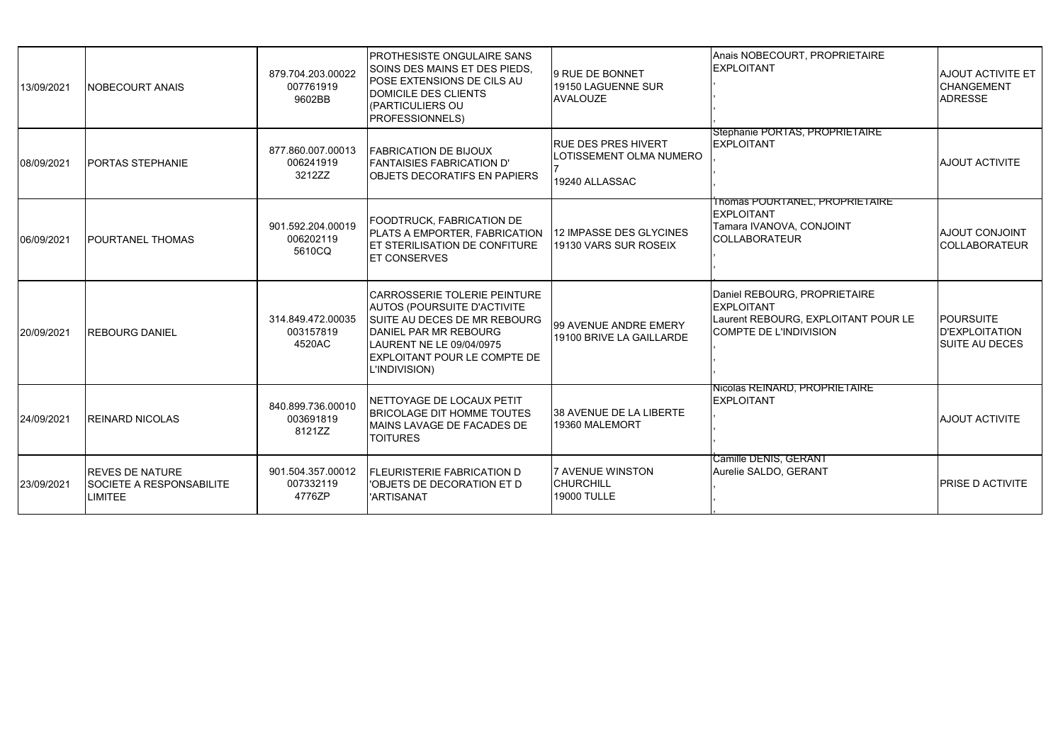| | | | | | | |
|---|---|---|---|---|---|---|
| 13/09/2021 | NOBECOURT ANAIS | 879.704.203.00022 007761919 9602BB | PROTHESISTE ONGULAIRE SANS SOINS DES MAINS ET DES PIEDS, POSE EXTENSIONS DE CILS AU DOMICILE DES CLIENTS (PARTICULIERS OU PROFESSIONNELS) | 9 RUE DE BONNET 19150 LAGUENNE SUR AVALOUZE | Anais NOBECOURT, PROPRIETAIRE EXPLOITANT , , , | AJOUT ACTIVITE ET CHANGEMENT ADRESSE |
| 08/09/2021 | PORTAS STEPHANIE | 877.860.007.00013 006241919 3212ZZ | FABRICATION DE BIJOUX FANTAISIES FABRICATION D' OBJETS DECORATIFS EN PAPIERS | RUE DES PRES HIVERT LOTISSEMENT OLMA NUMERO 7 19240 ALLASSAC | Stephanie PORTAS, PROPRIETAIRE EXPLOITANT , , , | AJOUT ACTIVITE |
| 06/09/2021 | POURTANEL THOMAS | 901.592.204.00019 006202119 5610CQ | FOODTRUCK, FABRICATION DE PLATS A EMPORTER, FABRICATION ET STERILISATION DE CONFITURE ET CONSERVES | 12 IMPASSE DES GLYCINES 19130 VARS SUR ROSEIX | Thomas POURTANEL, PROPRIETAIRE EXPLOITANT Tamara IVANOVA, CONJOINT COLLABORATEUR , , | AJOUT CONJOINT COLLABORATEUR |
| 20/09/2021 | REBOURG DANIEL | 314.849.472.00035 003157819 4520AC | CARROSSERIE TOLERIE PEINTURE AUTOS (POURSUITE D'ACTIVITE SUITE AU DECES DE MR REBOURG DANIEL PAR MR REBOURG LAURENT NE LE 09/04/0975 EXPLOITANT POUR LE COMPTE DE L'INDIVISION) | 99 AVENUE ANDRE EMERY 19100 BRIVE LA GAILLARDE | Daniel REBOURG, PROPRIETAIRE EXPLOITANT Laurent REBOURG, EXPLOITANT POUR LE COMPTE DE L'INDIVISION , , | POURSUITE D'EXPLOITATION SUITE AU DECES |
| 24/09/2021 | REINARD NICOLAS | 840.899.736.00010 003691819 8121ZZ | NETTOYAGE DE LOCAUX PETIT BRICOLAGE DIT HOMME TOUTES MAINS LAVAGE DE FACADES DE TOITURES | 38 AVENUE DE LA LIBERTE 19360 MALEMORT | Nicolas REINARD, PROPRIETAIRE EXPLOITANT , , , | AJOUT ACTIVITE |
| 23/09/2021 | REVES DE NATURE SOCIETE A RESPONSABILITE LIMITEE | 901.504.357.00012 007332119 4776ZP | FLEURISTERIE FABRICATION D 'OBJETS DE DECORATION ET D 'ARTISANAT | 7 AVENUE WINSTON CHURCHILL 19000 TULLE | Camille DENIS, GERANT Aurelie SALDO, GERANT , , | PRISE D ACTIVITE |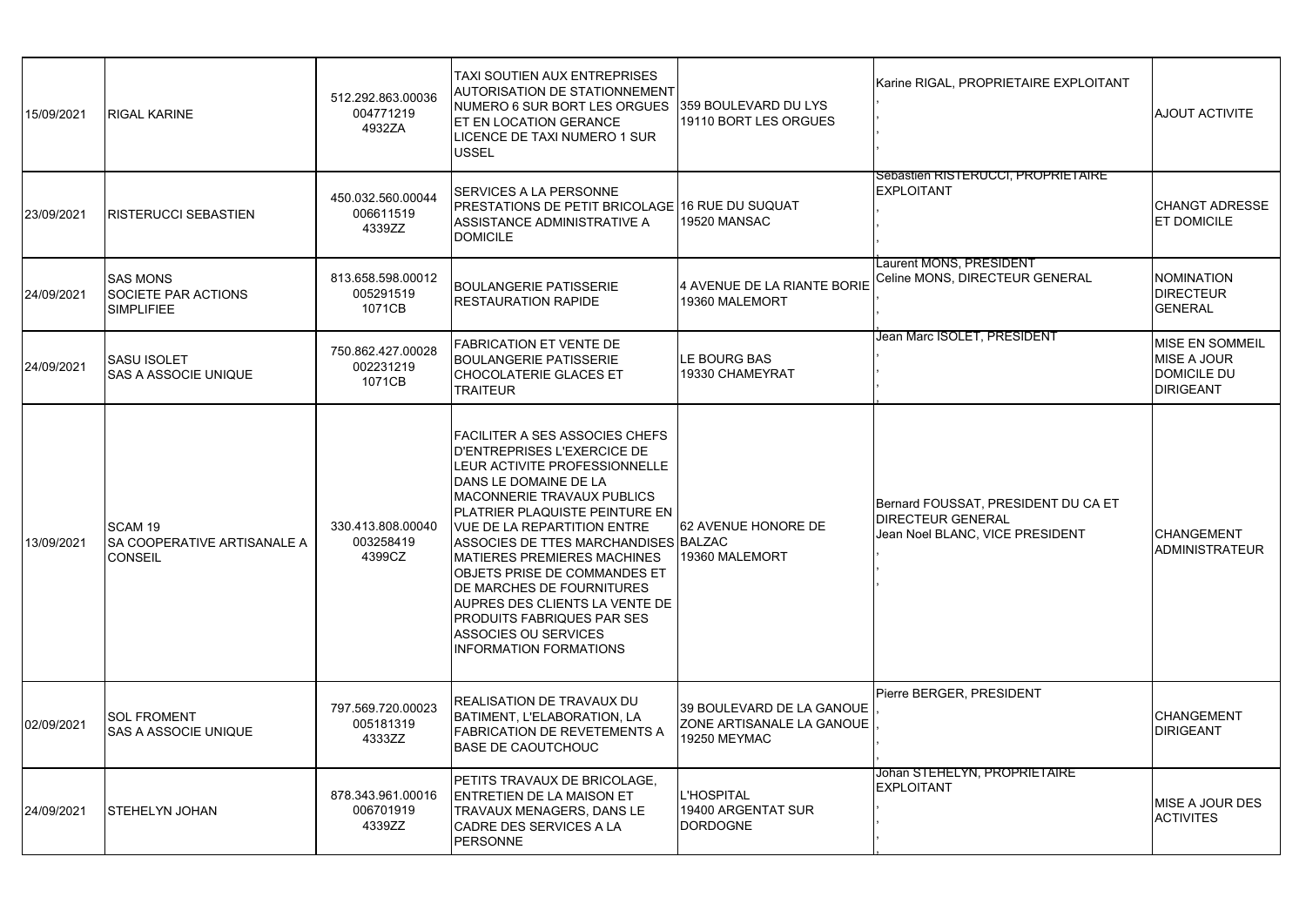| | | | | | | |
|---|---|---|---|---|---|---|
| 15/09/2021 | RIGAL KARINE | 512.292.863.00036<br>004771219<br>4932ZA | TAXI SOUTIEN AUX ENTREPRISES AUTORISATION DE STATIONNEMENT NUMERO 6 SUR BORT LES ORGUES ET EN LOCATION GERANCE LICENCE DE TAXI NUMERO 1 SUR USSEL | 359 BOULEVARD DU LYS<br>19110 BORT LES ORGUES | Karine RIGAL, PROPRIETAIRE EXPLOITANT<br>,<br>,<br>,<br>, | AJOUT ACTIVITE |
| 23/09/2021 | RISTERUCCI SEBASTIEN | 450.032.560.00044<br>006611519<br>4339ZZ | SERVICES A LA PERSONNE PRESTATIONS DE PETIT BRICOLAGE ASSISTANCE ADMINISTRATIVE A DOMICILE | 16 RUE DU SUQUAT<br>19520 MANSAC | Sebastien RISTERUCCI, PROPRIETAIRE EXPLOITANT<br>,<br>,<br>,<br>, | CHANGT ADRESSE ET DOMICILE |
| 24/09/2021 | SAS MONS<br>SOCIETE PAR ACTIONS SIMPLIFIEE | 813.658.598.00012<br>005291519<br>1071CB | BOULANGERIE PATISSERIE RESTAURATION RAPIDE | 4 AVENUE DE LA RIANTE BORIE<br>19360 MALEMORT | Laurent MONS, PRESIDENT<br>Celine MONS, DIRECTEUR GENERAL<br>,<br>,<br>, | NOMINATION DIRECTEUR GENERAL |
| 24/09/2021 | SASU ISOLET<br>SAS A ASSOCIE UNIQUE | 750.862.427.00028<br>002231219<br>1071CB | FABRICATION ET VENTE DE BOULANGERIE PATISSERIE CHOCOLATERIE GLACES ET TRAITEUR | LE BOURG BAS<br>19330 CHAMEYRAT | Jean Marc ISOLET, PRESIDENT<br>,<br>,<br>,<br>, | MISE EN SOMMEIL MISE A JOUR DOMICILE DU DIRIGEANT |
| 13/09/2021 | SCAM 19<br>SA COOPERATIVE ARTISANALE A CONSEIL | 330.413.808.00040<br>003258419<br>4399CZ | FACILITER A SES ASSOCIES CHEFS D'ENTREPRISES L'EXERCICE DE LEUR ACTIVITE PROFESSIONNELLE DANS LE DOMAINE DE LA MACONNERIE TRAVAUX PUBLICS PLATRIER PLAQUISTE PEINTURE EN VUE DE LA REPARTITION ENTRE ASSOCIES DE TTES MARCHANDISES MATIERES PREMIERES MACHINES OBJETS PRISE DE COMMANDES ET DE MARCHES DE FOURNITURES AUPRES DES CLIENTS LA VENTE DE PRODUITS FABRIQUES PAR SES ASSOCIES OU SERVICES INFORMATION FORMATIONS | 62 AVENUE HONORE DE BALZAC<br>19360 MALEMORT | Bernard FOUSSAT, PRESIDENT DU CA ET DIRECTEUR GENERAL<br>Jean Noel BLANC, VICE PRESIDENT<br>,<br>,<br>, | CHANGEMENT ADMINISTRATEUR |
| 02/09/2021 | SOL FROMENT<br>SAS A ASSOCIE UNIQUE | 797.569.720.00023<br>005181319<br>4333ZZ | REALISATION DE TRAVAUX DU BATIMENT, L'ELABORATION, LA FABRICATION DE REVETEMENTS A BASE DE CAOUTCHOUC | 39 BOULEVARD DE LA GANOUE<br>ZONE ARTISANALE LA GANOUE<br>19250 MEYMAC | Pierre BERGER, PRESIDENT<br>,<br>,<br>,<br>, | CHANGEMENT DIRIGEANT |
| 24/09/2021 | STEHELYN JOHAN | 878.343.961.00016<br>006701919<br>4339ZZ | PETITS TRAVAUX DE BRICOLAGE, ENTRETIEN DE LA MAISON ET TRAVAUX MENAGERS, DANS LE CADRE DES SERVICES A LA PERSONNE | L'HOSPITAL<br>19400 ARGENTAT SUR DORDOGNE | Johan STEHELYN, PROPRIETAIRE EXPLOITANT<br>,<br>,<br>,<br>, | MISE A JOUR DES ACTIVITES |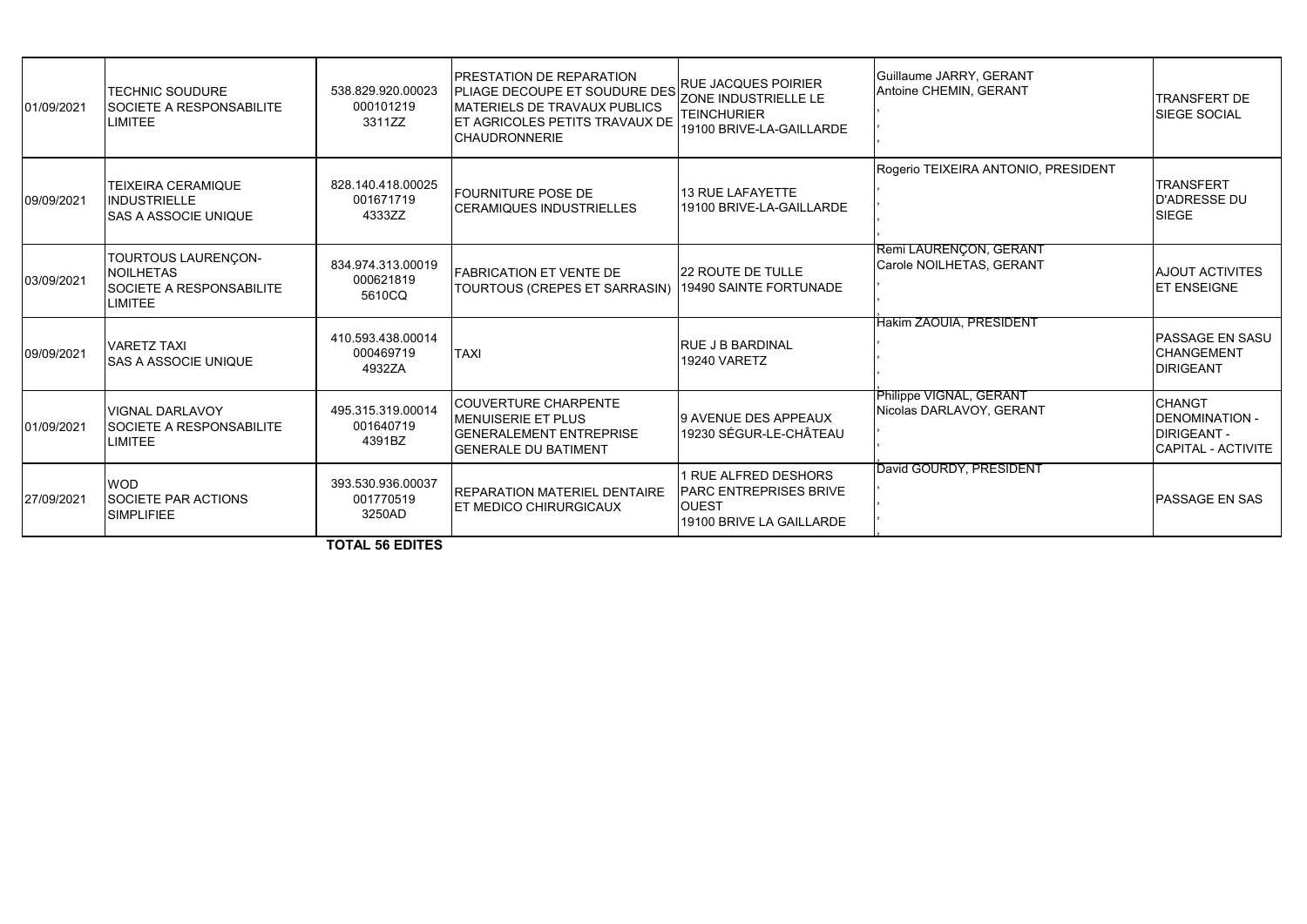| | | | | | | |
|---|---|---|---|---|---|---|
| 01/09/2021 | TECHNIC SOUDURE<br>SOCIETE A RESPONSABILITE LIMITEE | 538.829.920.00023<br>000101219<br>3311ZZ | PRESTATION DE REPARATION PLIAGE DECOUPE ET SOUDURE DES MATERIELS DE TRAVAUX PUBLICS ET AGRICOLES PETITS TRAVAUX DE CHAUDRONNERIE | RUE JACQUES POIRIER<br>ZONE INDUSTRIELLE LE TEINCHURIER<br>19100 BRIVE-LA-GAILLARDE | Guillaume JARRY, GERANT<br>Antoine CHEMIN, GERANT<br>,<br>, | TRANSFERT DE SIEGE SOCIAL |
| 09/09/2021 | TEIXEIRA CERAMIQUE INDUSTRIELLE<br>SAS A ASSOCIE UNIQUE | 828.140.418.00025<br>001671719<br>4333ZZ | FOURNITURE POSE DE CERAMIQUES INDUSTRIELLES | 13 RUE LAFAYETTE<br>19100 BRIVE-LA-GAILLARDE | Rogerio TEIXEIRA ANTONIO, PRESIDENT<br>,<br>,<br>, | TRANSFERT D'ADRESSE DU SIEGE |
| 03/09/2021 | TOURTOUS LAURENÇON-NOILHETAS<br>SOCIETE A RESPONSABILITE LIMITEE | 834.974.313.00019<br>000621819<br>5610CQ | FABRICATION ET VENTE DE TOURTOUS (CREPES ET SARRASIN) | 22 ROUTE DE TULLE<br>19490 SAINTE FORTUNADE | Remi LAURENÇON, GERANT<br>Carole NOILHETAS, GERANT<br>,<br>, | AJOUT ACTIVITES ET ENSEIGNE |
| 09/09/2021 | VARETZ TAXI<br>SAS A ASSOCIE UNIQUE | 410.593.438.00014<br>000469719<br>4932ZA | TAXI | RUE J B BARDINAL<br>19240 VARETZ | Hakim ZAOUIA, PRESIDENT<br>,<br>,<br>, | PASSAGE EN SASU CHANGEMENT DIRIGEANT |
| 01/09/2021 | VIGNAL DARLAVOY<br>SOCIETE A RESPONSABILITE LIMITEE | 495.315.319.00014<br>001640719<br>4391BZ | COUVERTURE CHARPENTE MENUISERIE ET PLUS GENERALEMENT ENTREPRISE GENERALE DU BATIMENT | 9 AVENUE DES APPEAUX<br>19230 SÉGUR-LE-CHÂTEAU | Philippe VIGNAL, GERANT<br>Nicolas DARLAVOY, GERANT<br>,<br>, | CHANGT DENOMINATION - DIRIGEANT - CAPITAL - ACTIVITE |
| 27/09/2021 | WOD<br>SOCIETE PAR ACTIONS SIMPLIFIEE | 393.530.936.00037<br>001770519<br>3250AD | REPARATION MATERIEL DENTAIRE ET MEDICO CHIRURGICAUX | 1 RUE ALFRED DESHORS<br>PARC ENTREPRISES BRIVE OUEST<br>19100 BRIVE LA GAILLARDE | David GOURDY, PRESIDENT<br>,<br>,<br>, | PASSAGE EN SAS |

**TOTAL 56 EDITES**